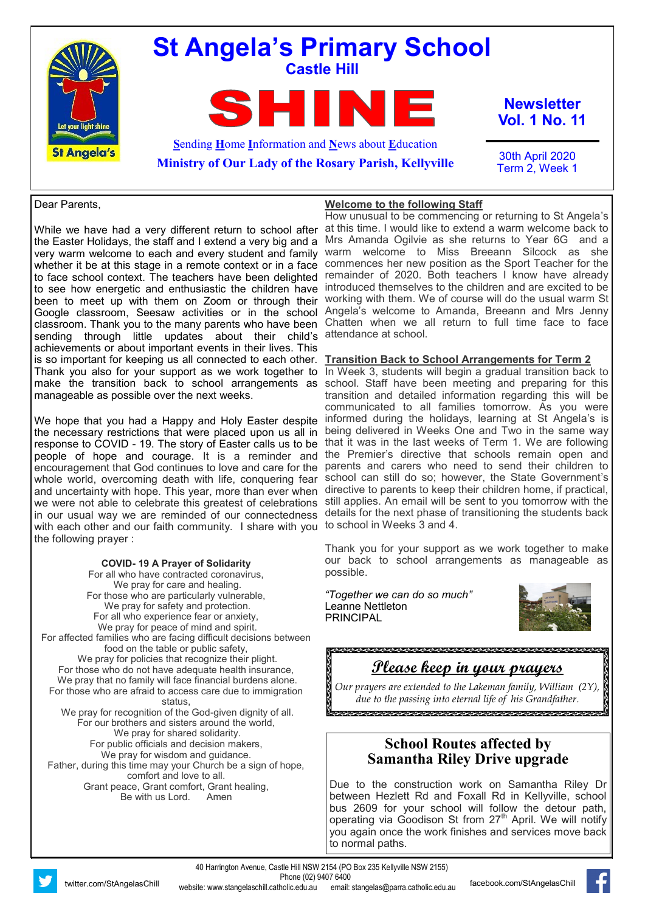# St Angela's Primary School

## Castle Hill

# SHINE

**S**ending **H**ome **I**nformation and **N**ews about **E**ducation

**Ministry of Our Lady of the Rosary Parish, Kellyville**

**Newsletter Vol. 1 No. 11**

30th April 2020
Term 2, Week 1

Dear Parents,

While we have had a very different return to school after the Easter Holidays, the staff and I extend a very big and a very warm welcome to each and every student and family whether it be at this stage in a remote context or in a face to face school context. The teachers have been delighted to see how energetic and enthusiastic the children have been to meet up with them on Zoom or through their Google classroom, Seesaw activities or in the school classroom. Thank you to the many parents who have been sending through little updates about their child's achievements or about important events in their lives. This is so important for keeping us all connected to each other. Thank you also for your support as we work together to make the transition back to school arrangements as manageable as possible over the next weeks.

We hope that you had a Happy and Holy Easter despite the necessary restrictions that were placed upon us all in response to COVID - 19. The story of Easter calls us to be people of hope and courage. It is a reminder and encouragement that God continues to love and care for the whole world, overcoming death with life, conquering fear and uncertainty with hope. This year, more than ever when we were not able to celebrate this greatest of celebrations in our usual way we are reminded of our connectedness with each other and our faith community. I share with you the following prayer :

**COVID- 19 A Prayer of Solidarity**

For all who have contracted coronavirus,
We pray for care and healing.
For those who are particularly vulnerable,
We pray for safety and protection.
For all who experience fear or anxiety,
We pray for peace of mind and spirit.
For affected families who are facing difficult decisions between food on the table or public safety,
We pray for policies that recognize their plight.
For those who do not have adequate health insurance,
We pray that no family will face financial burdens alone.
For those who are afraid to access care due to immigration status,
We pray for recognition of the God-given dignity of all.
For our brothers and sisters around the world,
We pray for shared solidarity.
For public officials and decision makers,
We pray for wisdom and guidance.
Father, during this time may your Church be a sign of hope, comfort and love to all.
Grant peace, Grant comfort, Grant healing,
Be with us Lord. Amen

**Welcome to the following Staff**

How unusual to be commencing or returning to St Angela's at this time. I would like to extend a warm welcome back to Mrs Amanda Ogilvie as she returns to Year 6G and a warm welcome to Miss Breeann Silcock as she commences her new position as the Sport Teacher for the remainder of 2020. Both teachers I know have already introduced themselves to the children and are excited to be working with them. We of course will do the usual warm St Angela's welcome to Amanda, Breeann and Mrs Jenny Chatten when we all return to full time face to face attendance at school.

**Transition Back to School Arrangements for Term 2**

In Week 3, students will begin a gradual transition back to school. Staff have been meeting and preparing for this transition and detailed information regarding this will be communicated to all families tomorrow. As you were informed during the holidays, learning at St Angela's is being delivered in Weeks One and Two in the same way that it was in the last weeks of Term 1. We are following the Premier's directive that schools remain open and parents and carers who need to send their children to school can still do so; however, the State Government's directive to parents to keep their children home, if practical, still applies. An email will be sent to you tomorrow with the details for the next phase of transitioning the students back to school in Weeks 3 and 4.

Thank you for your support as we work together to make our back to school arrangements as manageable as possible.

*"Together we can do so much"*
Leanne Nettleton
PRINCIPAL

## *Please keep in your prayers*

*Our prayers are extended to the Lakeman family, William (2Y), due to the passing into eternal life of his Grandfather.*

## School Routes affected by Samantha Riley Drive upgrade

Due to the construction work on Samantha Riley Dr between Hezlett Rd and Foxall Rd in Kellyville, school bus 2609 for your school will follow the detour path, operating via Goodison St from 27th April. We will notify you again once the work finishes and services move back to normal paths.

40 Harrington Avenue, Castle Hill NSW 2154 (PO Box 235 Kellyville NSW 2155)
Phone (02) 9407 6400
website: www.stangelaschill.catholic.edu.au email: stangelas@parra.catholic.edu.au
twitter.com/StAngelasChill facebook.com/StAngelasChill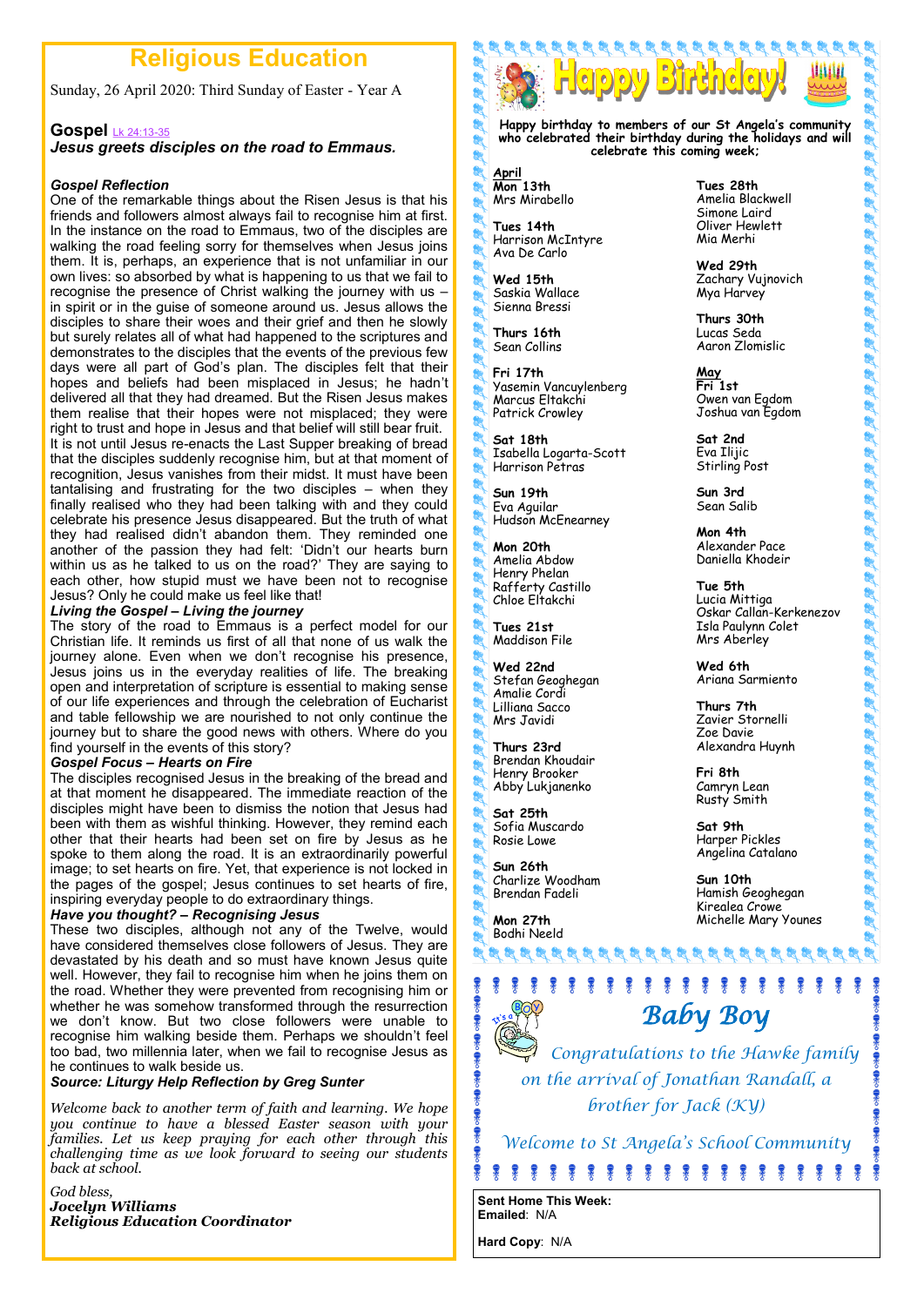# Religious Education

Sunday, 26 April 2020: Third Sunday of Easter - Year A

## Gospel Lk 24:13-35

***Jesus greets disciples on the road to Emmaus.***

***Gospel Reflection***

One of the remarkable things about the Risen Jesus is that his friends and followers almost always fail to recognise him at first. In the instance on the road to Emmaus, two of the disciples are walking the road feeling sorry for themselves when Jesus joins them. It is, perhaps, an experience that is not unfamiliar in our own lives: so absorbed by what is happening to us that we fail to recognise the presence of Christ walking the journey with us – in spirit or in the guise of someone around us. Jesus allows the disciples to share their woes and their grief and then he slowly but surely relates all of what had happened to the scriptures and demonstrates to the disciples that the events of the previous few days were all part of God's plan. The disciples felt that their hopes and beliefs had been misplaced in Jesus; he hadn't delivered all that they had dreamed. But the Risen Jesus makes them realise that their hopes were not misplaced; they were right to trust and hope in Jesus and that belief will still bear fruit. It is not until Jesus re-enacts the Last Supper breaking of bread that the disciples suddenly recognise him, but at that moment of recognition, Jesus vanishes from their midst. It must have been tantalising and frustrating for the two disciples – when they finally realised who they had been talking with and they could celebrate his presence Jesus disappeared. But the truth of what they had realised didn't abandon them. They reminded one another of the passion they had felt: 'Didn't our hearts burn within us as he talked to us on the road?' They are saying to each other, how stupid must we have been not to recognise Jesus? Only he could make us feel like that!

***Living the Gospel – Living the journey***

The story of the road to Emmaus is a perfect model for our Christian life. It reminds us first of all that none of us walk the journey alone. Even when we don't recognise his presence, Jesus joins us in the everyday realities of life. The breaking open and interpretation of scripture is essential to making sense of our life experiences and through the celebration of Eucharist and table fellowship we are nourished to not only continue the journey but to share the good news with others. Where do you find yourself in the events of this story?

***Gospel Focus – Hearts on Fire***

The disciples recognised Jesus in the breaking of the bread and at that moment he disappeared. The immediate reaction of the disciples might have been to dismiss the notion that Jesus had been with them as wishful thinking. However, they remind each other that their hearts had been set on fire by Jesus as he spoke to them along the road. It is an extraordinarily powerful image; to set hearts on fire. Yet, that experience is not locked in the pages of the gospel; Jesus continues to set hearts of fire, inspiring everyday people to do extraordinary things.

***Have you thought? – Recognising Jesus***

These two disciples, although not any of the Twelve, would have considered themselves close followers of Jesus. They are devastated by his death and so must have known Jesus quite well. However, they fail to recognise him when he joins them on the road. Whether they were prevented from recognising him or whether he was somehow transformed through the resurrection we don't know. But two close followers were unable to recognise him walking beside them. Perhaps we shouldn't feel too bad, two millennia later, when we fail to recognise Jesus as he continues to walk beside us.

***Source: Liturgy Help Reflection by Greg Sunter***

*Welcome back to another term of faith and learning. We hope you continue to have a blessed Easter season with your families. Let us keep praying for each other through this challenging time as we look forward to seeing our students back at school.*

*God bless,*
***Jocelyn Williams***
***Religious Education Coordinator***

# Happy Birthday!

**Happy birthday to members of our St Angela's community who celebrated their birthday during the holidays and will celebrate this coming week;**

**April**

**Mon 13th**
Mrs Mirabello

**Tues 14th**
Harrison McIntyre
Ava De Carlo

**Wed 15th**
Saskia Wallace
Sienna Bressi

**Thurs 16th**
Sean Collins

**Fri 17th**
Yasemin Vancuylenberg
Marcus Eltakchi
Patrick Crowley

**Sat 18th**
Isabella Logarta-Scott
Harrison Petras

**Sun 19th**
Eva Aguilar
Hudson McEnearney

**Mon 20th**
Amelia Abdow
Henry Phelan
Rafferty Castillo
Chloe Eltakchi

**Tues 21st**
Maddison File

**Wed 22nd**
Stefan Geoghegan
Amalie Cordi
Lilliana Sacco
Mrs Javidi

**Thurs 23rd**
Brendan Khoudair
Henry Brooker
Abby Lukjanenko

**Sat 25th**
Sofia Muscardo
Rosie Lowe

**Sun 26th**
Charlize Woodham
Brendan Fadeli

**Mon 27th**
Bodhi Neeld

**Tues 28th**
Amelia Blackwell
Simone Laird
Oliver Hewlett
Mia Merhi

**Wed 29th**
Zachary Vujnovich
Mya Harvey

**Thurs 30th**
Lucas Seda
Aaron Zlomislic

**May**

**Fri 1st**
Owen van Egdom
Joshua van Egdom

**Sat 2nd**
Eva Ilijic
Stirling Post

**Sun 3rd**
Sean Salib

**Mon 4th**
Alexander Pace
Daniella Khodeir

**Tue 5th**
Lucia Mittiga
Oskar Callan-Kerkenezov
Isla Paulynn Colet
Mrs Aberley

**Wed 6th**
Ariana Sarmiento

**Thurs 7th**
Zavier Stornelli
Zoe Davie
Alexandra Huynh

**Fri 8th**
Camryn Lean
Rusty Smith

**Sat 9th**
Harper Pickles
Angelina Catalano

**Sun 10th**
Hamish Geoghegan
Kirealea Crowe
Michelle Mary Younes

# Baby Boy

*Congratulations to the Hawke family on the arrival of Jonathan Randall, a brother for Jack (KY)*

*Welcome to St Angela's School Community*

**Sent Home This Week:**
**Emailed**: N/A

**Hard Copy**: N/A